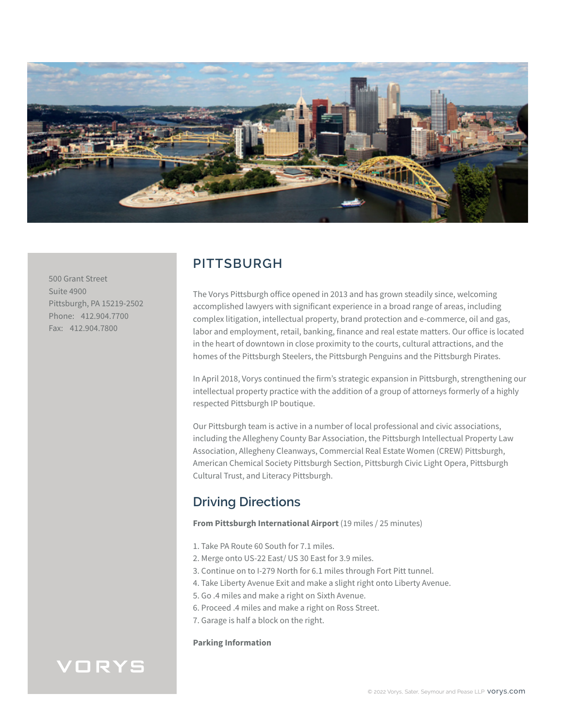500 Grant Street
Suite 4900
Pittsburgh, PA 15219-2502
Phone: 412.904.7700
Fax: 412.904.7800

# PITTSBURGH

The Vorys Pittsburgh office opened in 2013 and has grown steadily since, welcoming accomplished lawyers with significant experience in a broad range of areas, including complex litigation, intellectual property, brand protection and e-commerce, oil and gas, labor and employment, retail, banking, finance and real estate matters. Our office is located in the heart of downtown in close proximity to the courts, cultural attractions, and the homes of the Pittsburgh Steelers, the Pittsburgh Penguins and the Pittsburgh Pirates.

In April 2018, Vorys continued the firm's strategic expansion in Pittsburgh, strengthening our intellectual property practice with the addition of a group of attorneys formerly of a highly respected Pittsburgh IP boutique.

Our Pittsburgh team is active in a number of local professional and civic associations, including the Allegheny County Bar Association, the Pittsburgh Intellectual Property Law Association, Allegheny Cleanways, Commercial Real Estate Women (CREW) Pittsburgh, American Chemical Society Pittsburgh Section, Pittsburgh Civic Light Opera, Pittsburgh Cultural Trust, and Literacy Pittsburgh.

## Driving Directions

**From Pittsburgh International Airport** (19 miles / 25 minutes)

1. Take PA Route 60 South for 7.1 miles.
2. Merge onto US-22 East/ US 30 East for 3.9 miles.
3. Continue on to I-279 North for 6.1 miles through Fort Pitt tunnel.
4. Take Liberty Avenue Exit and make a slight right onto Liberty Avenue.
5. Go .4 miles and make a right on Sixth Avenue.
6. Proceed .4 miles and make a right on Ross Street.
7. Garage is half a block on the right.

**Parking Information**

VORYS

© 2022 Vorys, Sater, Seymour and Pease LLP vorys.com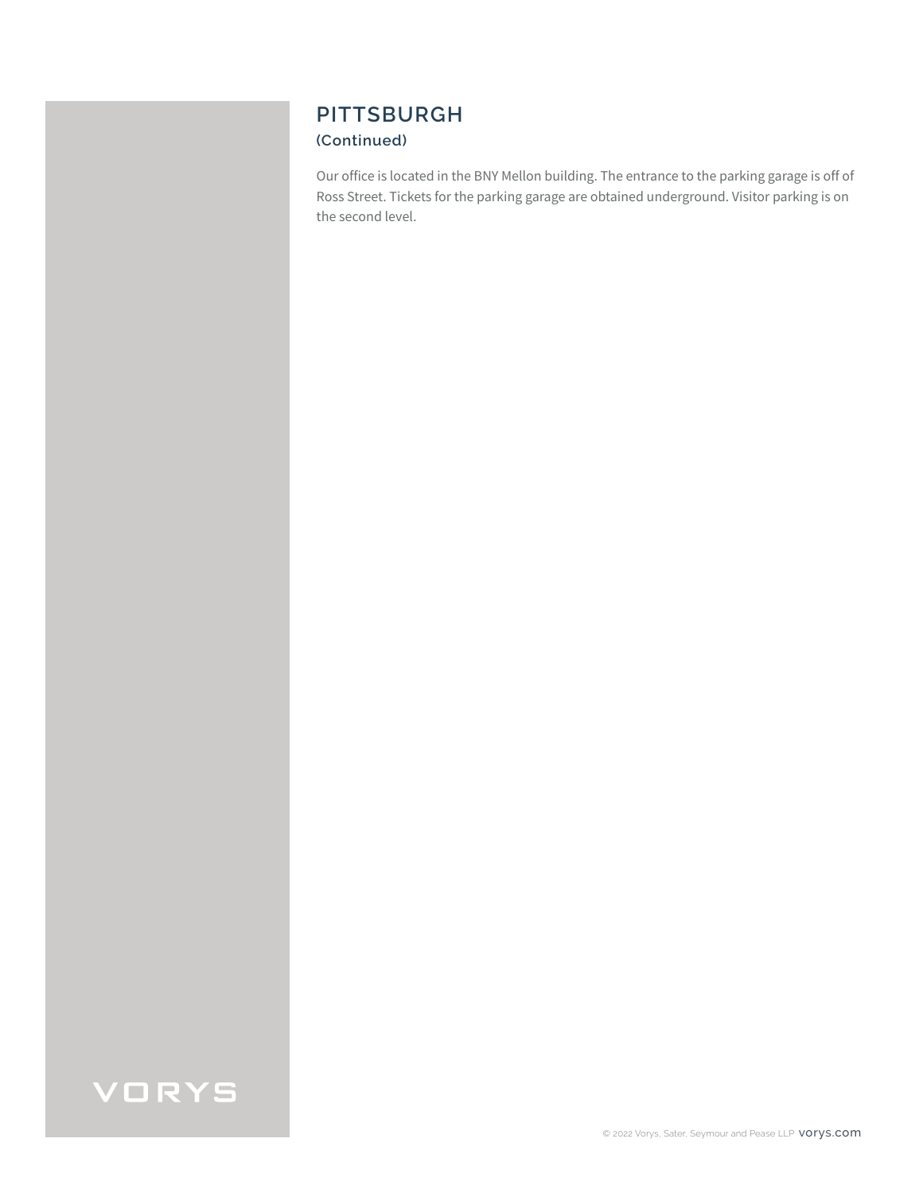## PITTSBURGH

**(Continued)**

Our office is located in the BNY Mellon building. The entrance to the parking garage is off of Ross Street. Tickets for the parking garage are obtained underground. Visitor parking is on the second level.

VORYS

© 2022 Vorys, Sater, Seymour and Pease LLP vorys.com